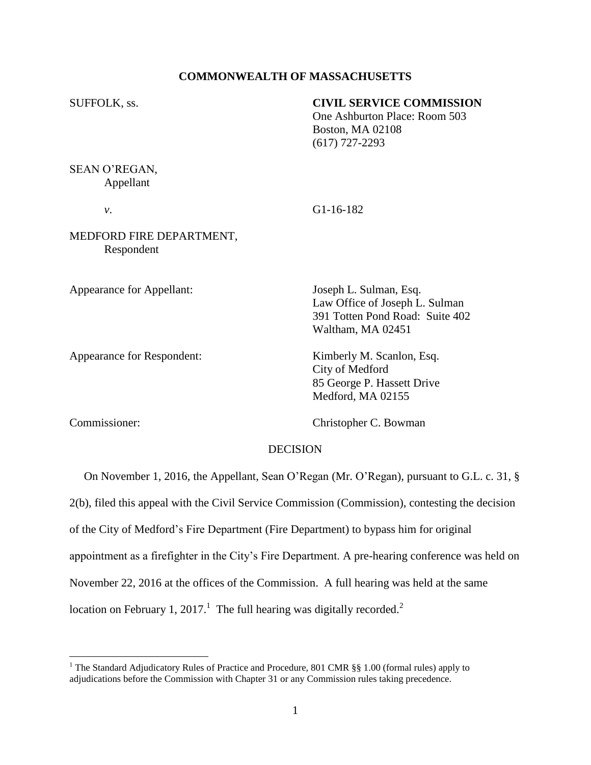**COMMONWEALTH OF MASSACHUSETTS**

SUFFOLK, ss.

**CIVIL SERVICE COMMISSION**
One Ashburton Place: Room 503
Boston, MA 02108
(617) 727-2293

SEAN O'REGAN,
Appellant

*v*. G1-16-182

MEDFORD FIRE DEPARTMENT,
Respondent

Appearance for Appellant:
Joseph L. Sulman, Esq.
Law Office of Joseph L. Sulman
391 Totten Pond Road: Suite 402
Waltham, MA 02451

Appearance for Respondent:
Kimberly M. Scanlon, Esq.
City of Medford
85 George P. Hassett Drive
Medford, MA 02155

Commissioner:
Christopher C. Bowman

DECISION

On November 1, 2016, the Appellant, Sean O'Regan (Mr. O'Regan), pursuant to G.L. c. 31, § 2(b), filed this appeal with the Civil Service Commission (Commission), contesting the decision of the City of Medford's Fire Department (Fire Department) to bypass him for original appointment as a firefighter in the City's Fire Department. A pre-hearing conference was held on November 22, 2016 at the offices of the Commission. A full hearing was held at the same location on February 1, 2017.[1] The full hearing was digitally recorded.[2]

[1] The Standard Adjudicatory Rules of Practice and Procedure, 801 CMR §§ 1.00 (formal rules) apply to adjudications before the Commission with Chapter 31 or any Commission rules taking precedence.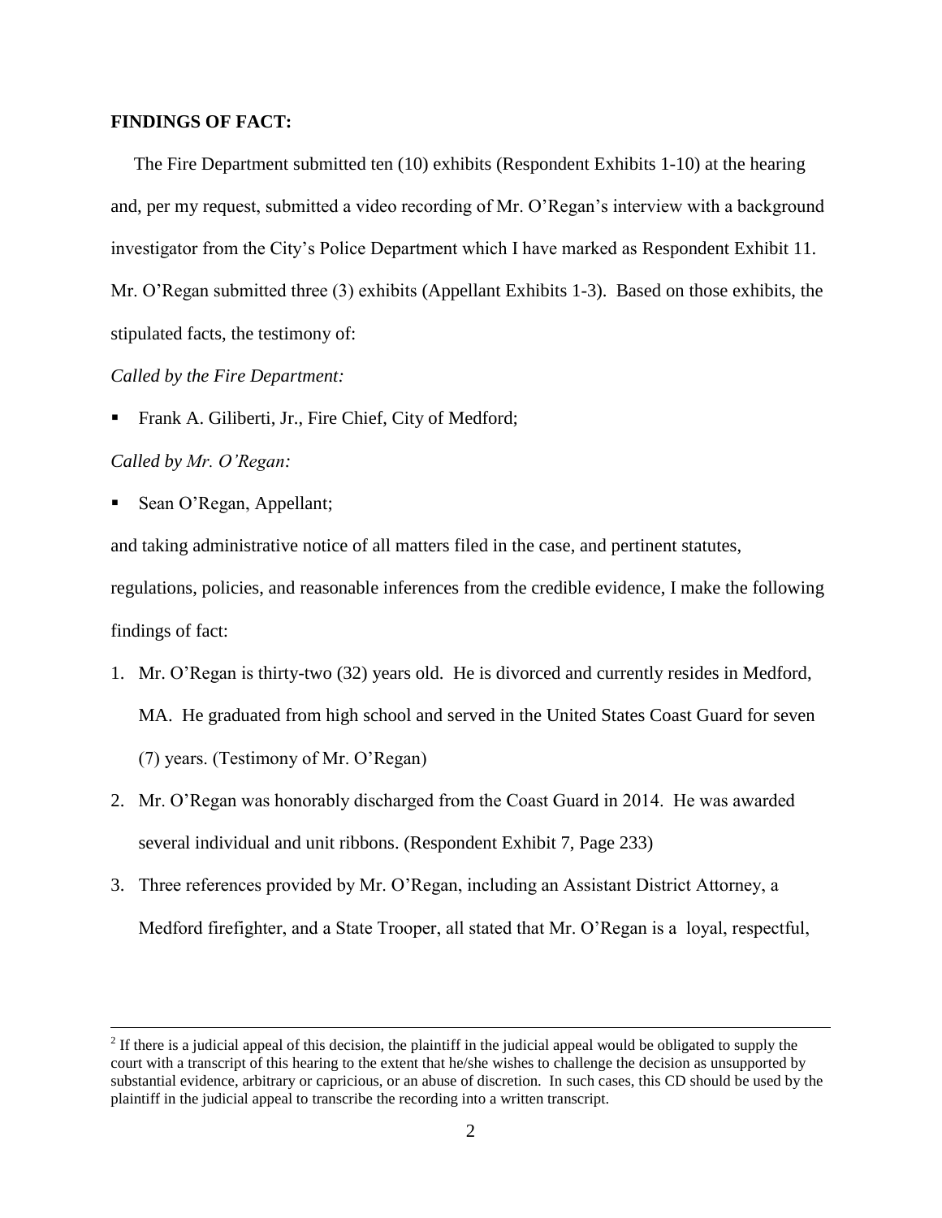**FINDINGS OF FACT:**

The Fire Department submitted ten (10) exhibits (Respondent Exhibits 1-10) at the hearing and, per my request, submitted a video recording of Mr. O'Regan's interview with a background investigator from the City's Police Department which I have marked as Respondent Exhibit 11. Mr. O'Regan submitted three (3) exhibits (Appellant Exhibits 1-3). Based on those exhibits, the stipulated facts, the testimony of:

*Called by the Fire Department:*

- Frank A. Giliberti, Jr., Fire Chief, City of Medford;

*Called by Mr. O'Regan:*

- Sean O'Regan, Appellant;

and taking administrative notice of all matters filed in the case, and pertinent statutes, regulations, policies, and reasonable inferences from the credible evidence, I make the following findings of fact:

1. Mr. O'Regan is thirty-two (32) years old. He is divorced and currently resides in Medford, MA. He graduated from high school and served in the United States Coast Guard for seven (7) years. (Testimony of Mr. O'Regan)
2. Mr. O'Regan was honorably discharged from the Coast Guard in 2014. He was awarded several individual and unit ribbons. (Respondent Exhibit 7, Page 233)
3. Three references provided by Mr. O'Regan, including an Assistant District Attorney, a Medford firefighter, and a State Trooper, all stated that Mr. O'Regan is a loyal, respectful,

---

[2] If there is a judicial appeal of this decision, the plaintiff in the judicial appeal would be obligated to supply the court with a transcript of this hearing to the extent that he/she wishes to challenge the decision as unsupported by substantial evidence, arbitrary or capricious, or an abuse of discretion. In such cases, this CD should be used by the plaintiff in the judicial appeal to transcribe the recording into a written transcript.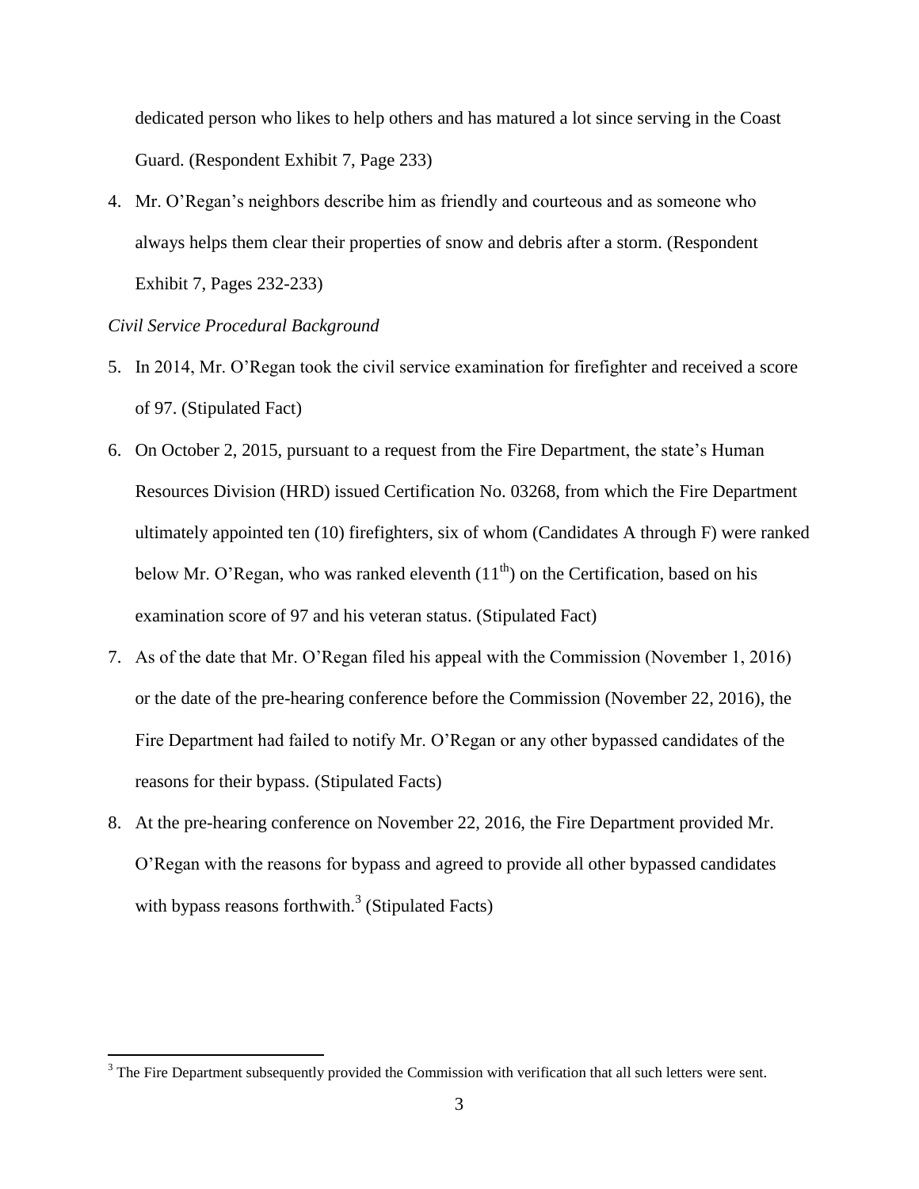dedicated person who likes to help others and has matured a lot since serving in the Coast Guard. (Respondent Exhibit 7, Page 233)

4. Mr. O'Regan's neighbors describe him as friendly and courteous and as someone who always helps them clear their properties of snow and debris after a storm. (Respondent Exhibit 7, Pages 232-233)

*Civil Service Procedural Background*

5. In 2014, Mr. O'Regan took the civil service examination for firefighter and received a score of 97. (Stipulated Fact)
6. On October 2, 2015, pursuant to a request from the Fire Department, the state's Human Resources Division (HRD) issued Certification No. 03268, from which the Fire Department ultimately appointed ten (10) firefighters, six of whom (Candidates A through F) were ranked below Mr. O'Regan, who was ranked eleventh (11th) on the Certification, based on his examination score of 97 and his veteran status. (Stipulated Fact)
7. As of the date that Mr. O'Regan filed his appeal with the Commission (November 1, 2016) or the date of the pre-hearing conference before the Commission (November 22, 2016), the Fire Department had failed to notify Mr. O'Regan or any other bypassed candidates of the reasons for their bypass. (Stipulated Facts)
8. At the pre-hearing conference on November 22, 2016, the Fire Department provided Mr. O'Regan with the reasons for bypass and agreed to provide all other bypassed candidates with bypass reasons forthwith.[3] (Stipulated Facts)

[3] The Fire Department subsequently provided the Commission with verification that all such letters were sent.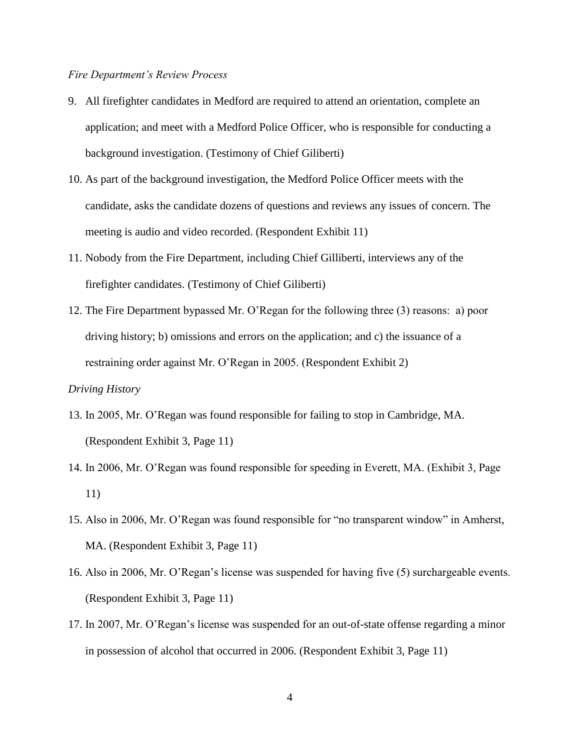*Fire Department's Review Process*

9. All firefighter candidates in Medford are required to attend an orientation, complete an application; and meet with a Medford Police Officer, who is responsible for conducting a background investigation. (Testimony of Chief Giliberti)
10. As part of the background investigation, the Medford Police Officer meets with the candidate, asks the candidate dozens of questions and reviews any issues of concern. The meeting is audio and video recorded. (Respondent Exhibit 11)
11. Nobody from the Fire Department, including Chief Gilliberti, interviews any of the firefighter candidates. (Testimony of Chief Giliberti)
12. The Fire Department bypassed Mr. O'Regan for the following three (3) reasons: a) poor driving history; b) omissions and errors on the application; and c) the issuance of a restraining order against Mr. O'Regan in 2005. (Respondent Exhibit 2)

*Driving History*

13. In 2005, Mr. O'Regan was found responsible for failing to stop in Cambridge, MA. (Respondent Exhibit 3, Page 11)
14. In 2006, Mr. O'Regan was found responsible for speeding in Everett, MA. (Exhibit 3, Page 11)
15. Also in 2006, Mr. O'Regan was found responsible for "no transparent window" in Amherst, MA. (Respondent Exhibit 3, Page 11)
16. Also in 2006, Mr. O'Regan's license was suspended for having five (5) surchargeable events. (Respondent Exhibit 3, Page 11)
17. In 2007, Mr. O'Regan's license was suspended for an out-of-state offense regarding a minor in possession of alcohol that occurred in 2006. (Respondent Exhibit 3, Page 11)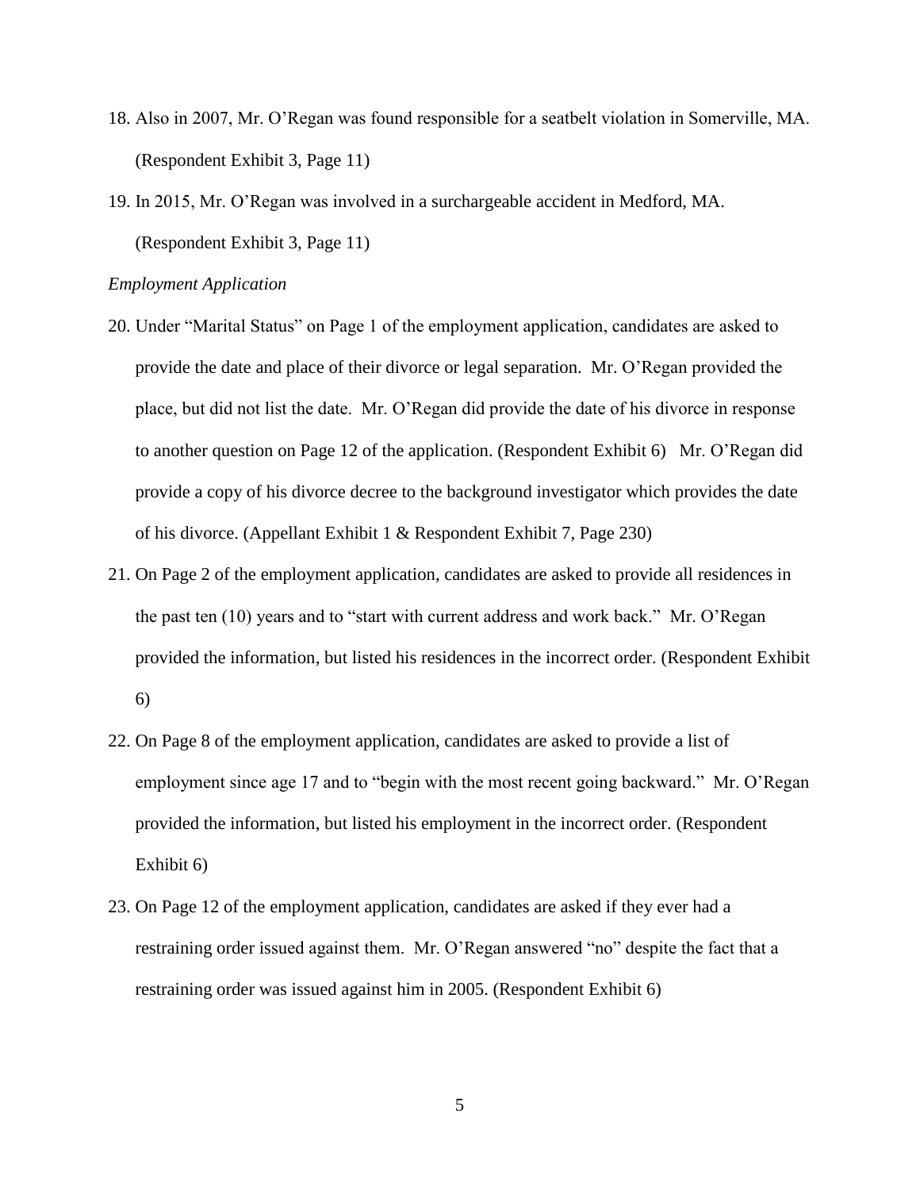18. Also in 2007, Mr. O'Regan was found responsible for a seatbelt violation in Somerville, MA. (Respondent Exhibit 3, Page 11)

19. In 2015, Mr. O'Regan was involved in a surchargeable accident in Medford, MA. (Respondent Exhibit 3, Page 11)

*Employment Application*

20. Under "Marital Status" on Page 1 of the employment application, candidates are asked to provide the date and place of their divorce or legal separation. Mr. O'Regan provided the place, but did not list the date. Mr. O'Regan did provide the date of his divorce in response to another question on Page 12 of the application. (Respondent Exhibit 6) Mr. O'Regan did provide a copy of his divorce decree to the background investigator which provides the date of his divorce. (Appellant Exhibit 1 & Respondent Exhibit 7, Page 230)

21. On Page 2 of the employment application, candidates are asked to provide all residences in the past ten (10) years and to "start with current address and work back." Mr. O'Regan provided the information, but listed his residences in the incorrect order. (Respondent Exhibit 6)

22. On Page 8 of the employment application, candidates are asked to provide a list of employment since age 17 and to "begin with the most recent going backward." Mr. O'Regan provided the information, but listed his employment in the incorrect order. (Respondent Exhibit 6)

23. On Page 12 of the employment application, candidates are asked if they ever had a restraining order issued against them. Mr. O'Regan answered "no" despite the fact that a restraining order was issued against him in 2005. (Respondent Exhibit 6)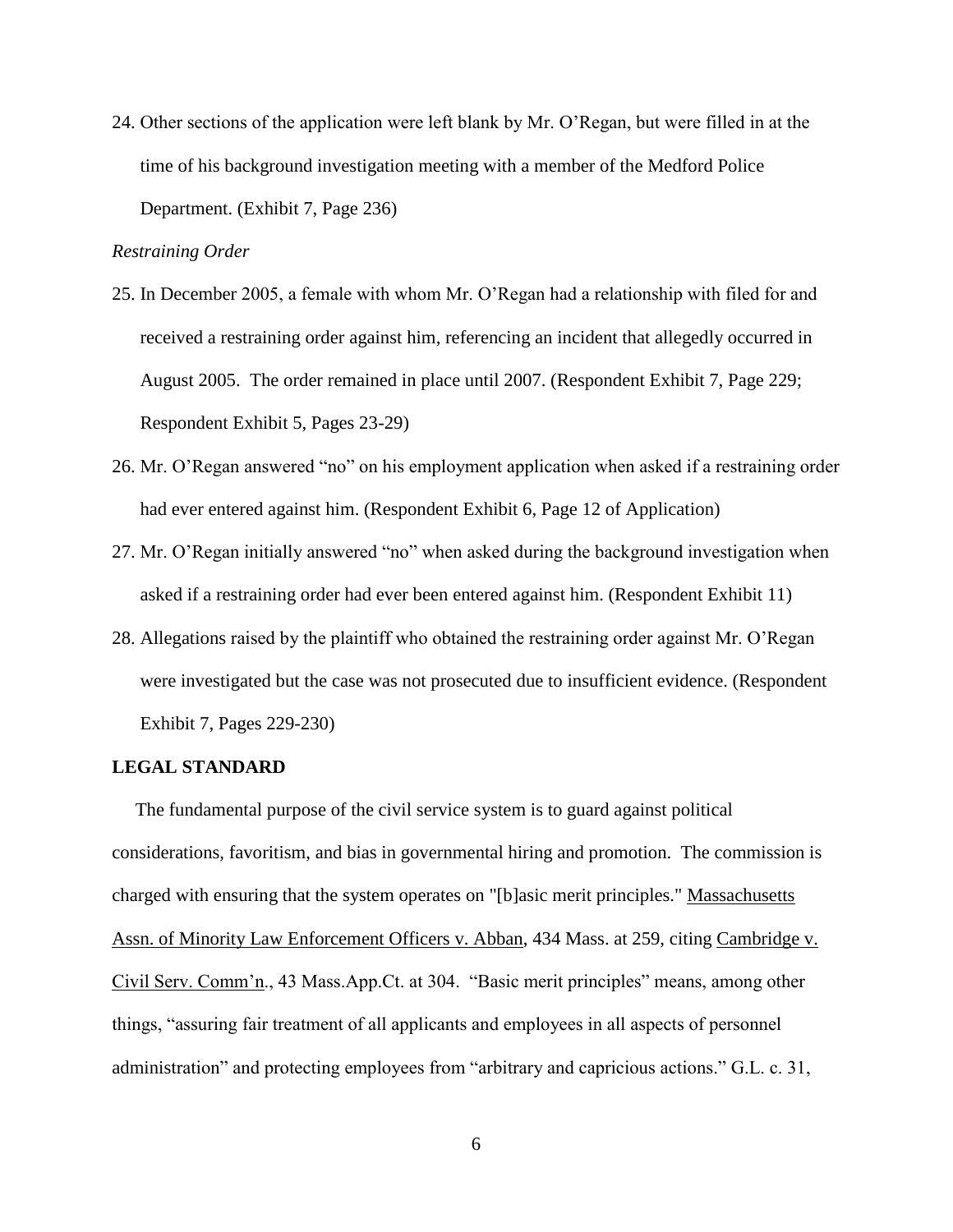24. Other sections of the application were left blank by Mr. O'Regan, but were filled in at the time of his background investigation meeting with a member of the Medford Police Department. (Exhibit 7, Page 236)

*Restraining Order*

25. In December 2005, a female with whom Mr. O'Regan had a relationship with filed for and received a restraining order against him, referencing an incident that allegedly occurred in August 2005. The order remained in place until 2007. (Respondent Exhibit 7, Page 229; Respondent Exhibit 5, Pages 23-29)
26. Mr. O'Regan answered "no" on his employment application when asked if a restraining order had ever entered against him. (Respondent Exhibit 6, Page 12 of Application)
27. Mr. O'Regan initially answered "no" when asked during the background investigation when asked if a restraining order had ever been entered against him. (Respondent Exhibit 11)
28. Allegations raised by the plaintiff who obtained the restraining order against Mr. O'Regan were investigated but the case was not prosecuted due to insufficient evidence. (Respondent Exhibit 7, Pages 229-230)

**LEGAL STANDARD**

The fundamental purpose of the civil service system is to guard against political considerations, favoritism, and bias in governmental hiring and promotion. The commission is charged with ensuring that the system operates on "[b]asic merit principles." Massachusetts Assn. of Minority Law Enforcement Officers v. Abban, 434 Mass. at 259, citing Cambridge v. Civil Serv. Comm'n., 43 Mass.App.Ct. at 304. "Basic merit principles" means, among other things, "assuring fair treatment of all applicants and employees in all aspects of personnel administration" and protecting employees from "arbitrary and capricious actions." G.L. c. 31,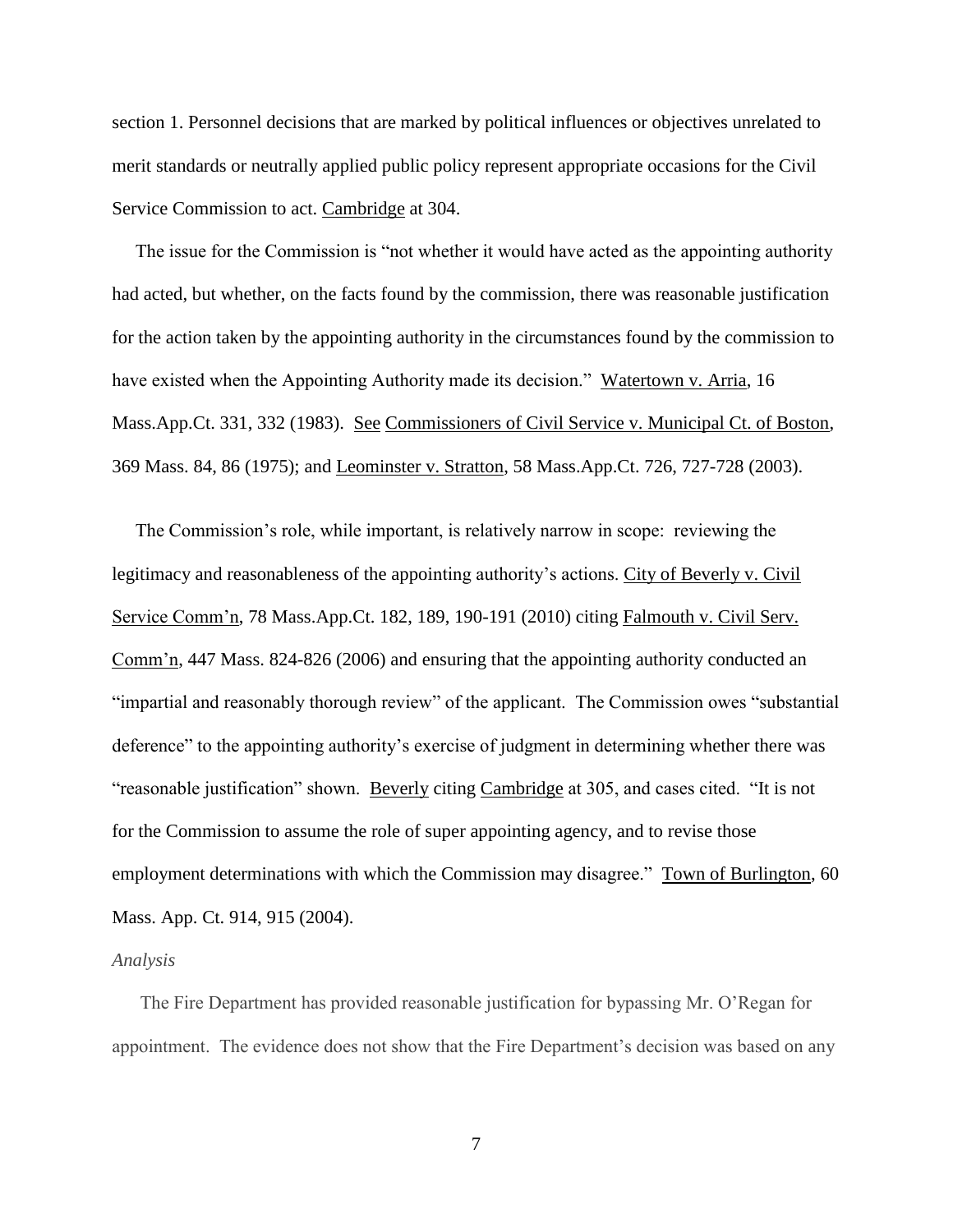section 1. Personnel decisions that are marked by political influences or objectives unrelated to merit standards or neutrally applied public policy represent appropriate occasions for the Civil Service Commission to act. Cambridge at 304.

The issue for the Commission is "not whether it would have acted as the appointing authority had acted, but whether, on the facts found by the commission, there was reasonable justification for the action taken by the appointing authority in the circumstances found by the commission to have existed when the Appointing Authority made its decision." Watertown v. Arria, 16 Mass.App.Ct. 331, 332 (1983). See Commissioners of Civil Service v. Municipal Ct. of Boston, 369 Mass. 84, 86 (1975); and Leominster v. Stratton, 58 Mass.App.Ct. 726, 727-728 (2003).

The Commission's role, while important, is relatively narrow in scope: reviewing the legitimacy and reasonableness of the appointing authority's actions. City of Beverly v. Civil Service Comm'n, 78 Mass.App.Ct. 182, 189, 190-191 (2010) citing Falmouth v. Civil Serv. Comm'n, 447 Mass. 824-826 (2006) and ensuring that the appointing authority conducted an "impartial and reasonably thorough review" of the applicant. The Commission owes "substantial deference" to the appointing authority's exercise of judgment in determining whether there was "reasonable justification" shown. Beverly citing Cambridge at 305, and cases cited. "It is not for the Commission to assume the role of super appointing agency, and to revise those employment determinations with which the Commission may disagree." Town of Burlington, 60 Mass. App. Ct. 914, 915 (2004).

*Analysis*

The Fire Department has provided reasonable justification for bypassing Mr. O'Regan for appointment. The evidence does not show that the Fire Department's decision was based on any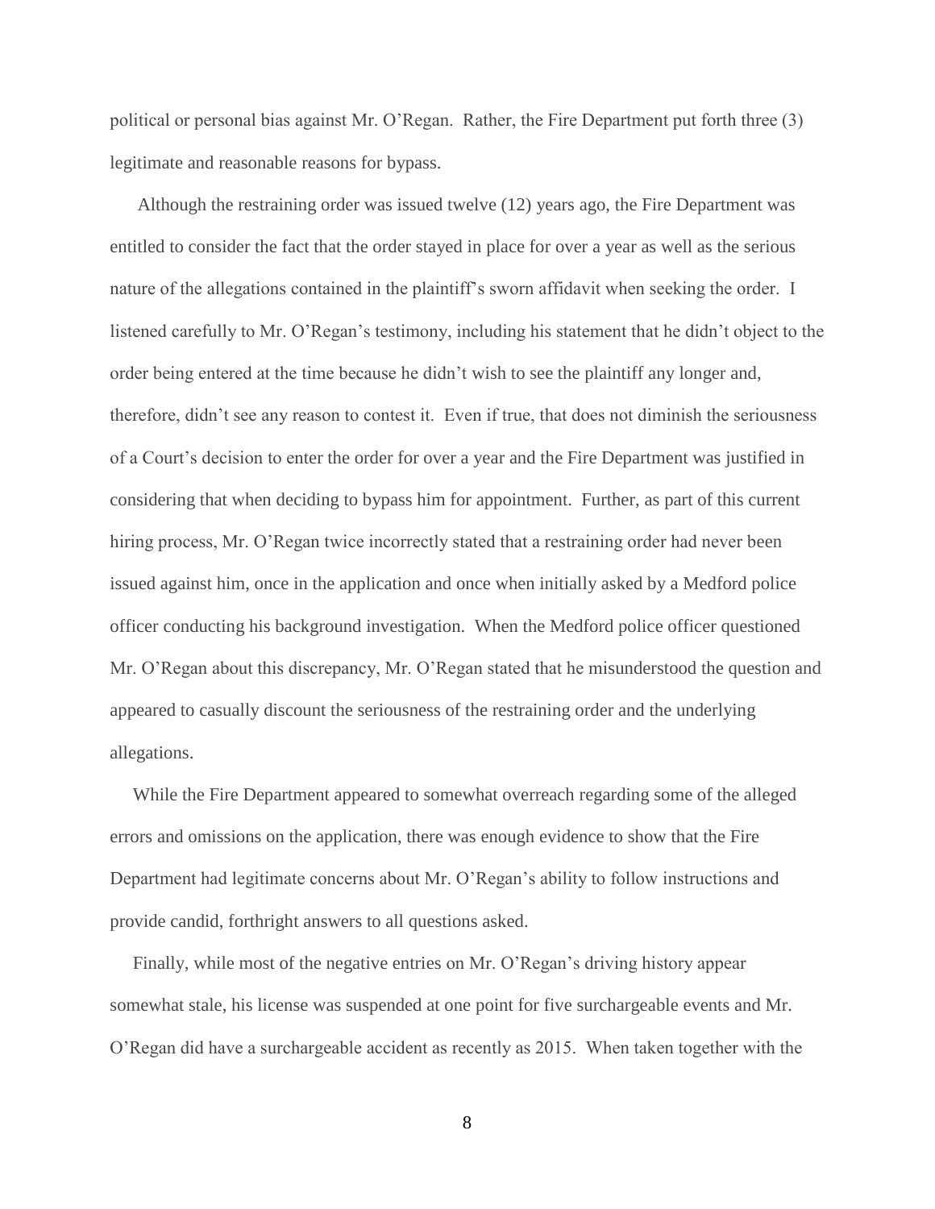political or personal bias against Mr. O'Regan. Rather, the Fire Department put forth three (3) legitimate and reasonable reasons for bypass.

Although the restraining order was issued twelve (12) years ago, the Fire Department was entitled to consider the fact that the order stayed in place for over a year as well as the serious nature of the allegations contained in the plaintiff's sworn affidavit when seeking the order. I listened carefully to Mr. O'Regan's testimony, including his statement that he didn't object to the order being entered at the time because he didn't wish to see the plaintiff any longer and, therefore, didn't see any reason to contest it. Even if true, that does not diminish the seriousness of a Court's decision to enter the order for over a year and the Fire Department was justified in considering that when deciding to bypass him for appointment. Further, as part of this current hiring process, Mr. O'Regan twice incorrectly stated that a restraining order had never been issued against him, once in the application and once when initially asked by a Medford police officer conducting his background investigation. When the Medford police officer questioned Mr. O'Regan about this discrepancy, Mr. O'Regan stated that he misunderstood the question and appeared to casually discount the seriousness of the restraining order and the underlying allegations.

While the Fire Department appeared to somewhat overreach regarding some of the alleged errors and omissions on the application, there was enough evidence to show that the Fire Department had legitimate concerns about Mr. O'Regan's ability to follow instructions and provide candid, forthright answers to all questions asked.

Finally, while most of the negative entries on Mr. O'Regan's driving history appear somewhat stale, his license was suspended at one point for five surchargeable events and Mr. O'Regan did have a surchargeable accident as recently as 2015. When taken together with the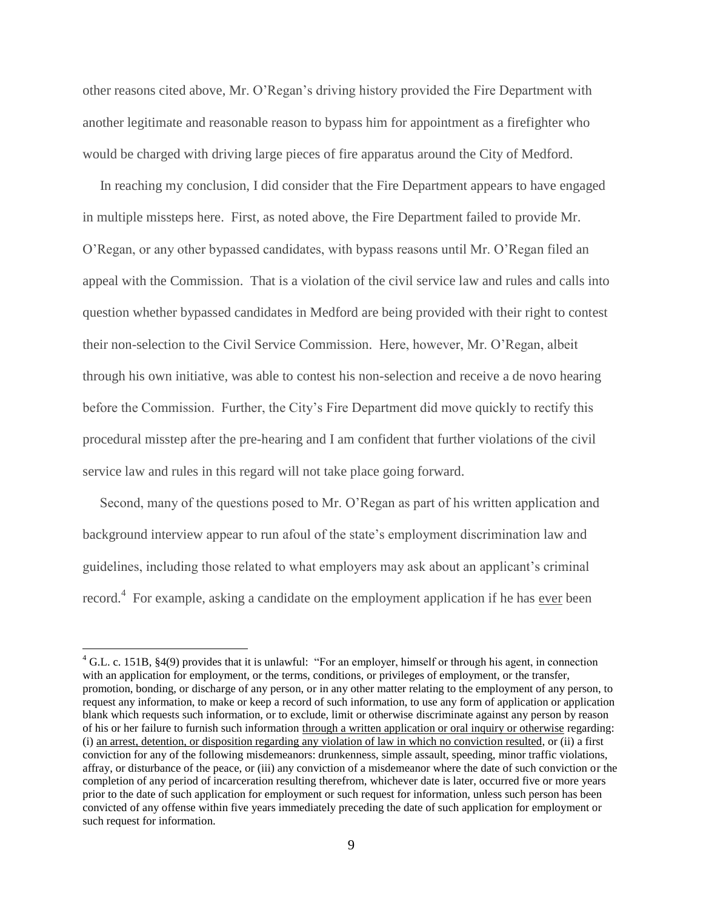other reasons cited above, Mr. O'Regan's driving history provided the Fire Department with another legitimate and reasonable reason to bypass him for appointment as a firefighter who would be charged with driving large pieces of fire apparatus around the City of Medford.

In reaching my conclusion, I did consider that the Fire Department appears to have engaged in multiple missteps here. First, as noted above, the Fire Department failed to provide Mr. O'Regan, or any other bypassed candidates, with bypass reasons until Mr. O'Regan filed an appeal with the Commission. That is a violation of the civil service law and rules and calls into question whether bypassed candidates in Medford are being provided with their right to contest their non-selection to the Civil Service Commission. Here, however, Mr. O'Regan, albeit through his own initiative, was able to contest his non-selection and receive a de novo hearing before the Commission. Further, the City's Fire Department did move quickly to rectify this procedural misstep after the pre-hearing and I am confident that further violations of the civil service law and rules in this regard will not take place going forward.

Second, many of the questions posed to Mr. O'Regan as part of his written application and background interview appear to run afoul of the state's employment discrimination law and guidelines, including those related to what employers may ask about an applicant's criminal record.[4] For example, asking a candidate on the employment application if he has <u>ever</u> been

---

[4] G.L. c. 151B, §4(9) provides that it is unlawful: "For an employer, himself or through his agent, in connection with an application for employment, or the terms, conditions, or privileges of employment, or the transfer, promotion, bonding, or discharge of any person, or in any other matter relating to the employment of any person, to request any information, to make or keep a record of such information, to use any form of application or application blank which requests such information, or to exclude, limit or otherwise discriminate against any person by reason of his or her failure to furnish such information <u>through a written application or oral inquiry or otherwise</u> regarding: (i) <u>an arrest, detention, or disposition regarding any violation of law in which no conviction resulted</u>, or (ii) a first conviction for any of the following misdemeanors: drunkenness, simple assault, speeding, minor traffic violations, affray, or disturbance of the peace, or (iii) any conviction of a misdemeanor where the date of such conviction or the completion of any period of incarceration resulting therefrom, whichever date is later, occurred five or more years prior to the date of such application for employment or such request for information, unless such person has been convicted of any offense within five years immediately preceding the date of such application for employment or such request for information.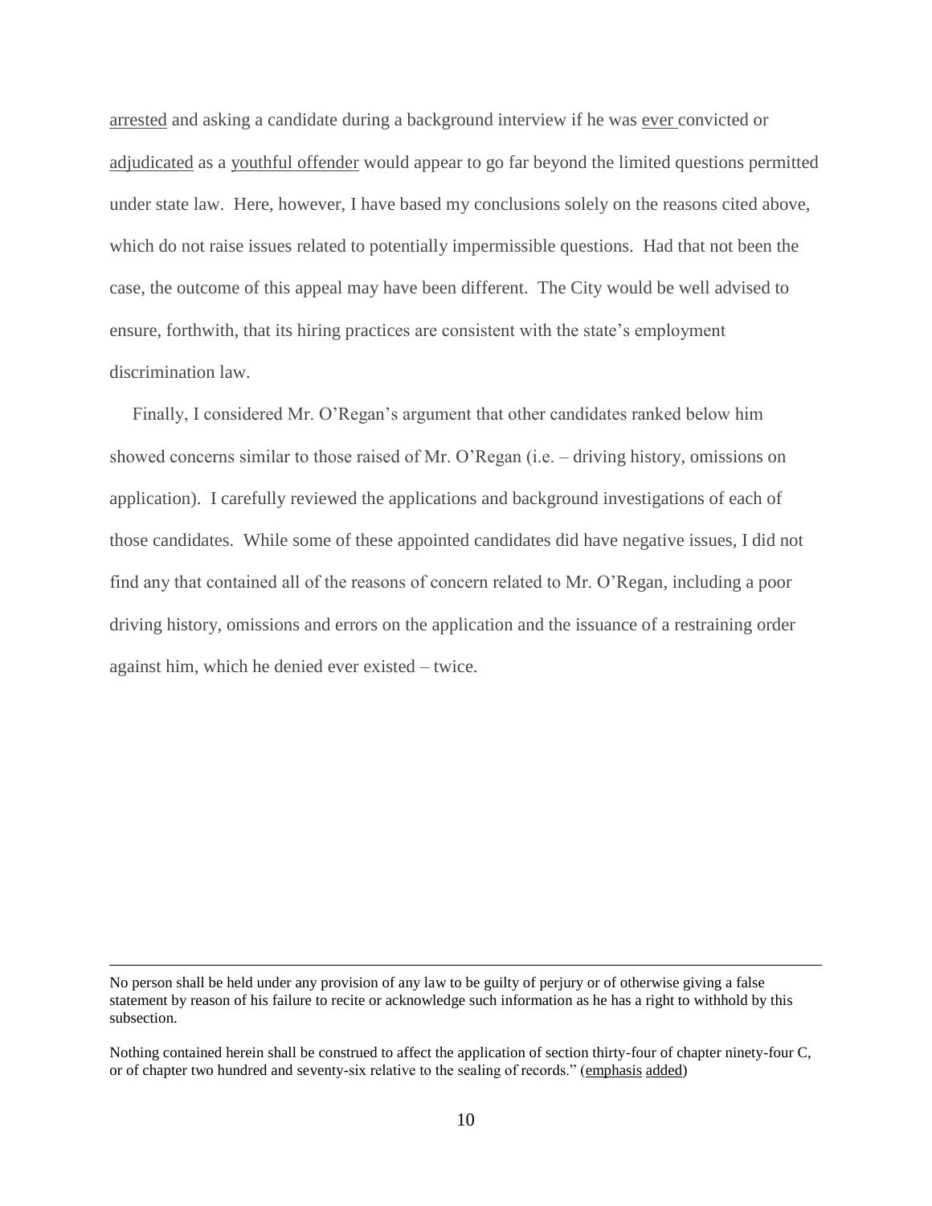arrested and asking a candidate during a background interview if he was ever convicted or adjudicated as a youthful offender would appear to go far beyond the limited questions permitted under state law. Here, however, I have based my conclusions solely on the reasons cited above, which do not raise issues related to potentially impermissible questions. Had that not been the case, the outcome of this appeal may have been different. The City would be well advised to ensure, forthwith, that its hiring practices are consistent with the state's employment discrimination law.

Finally, I considered Mr. O'Regan's argument that other candidates ranked below him showed concerns similar to those raised of Mr. O'Regan (i.e. – driving history, omissions on application). I carefully reviewed the applications and background investigations of each of those candidates. While some of these appointed candidates did have negative issues, I did not find any that contained all of the reasons of concern related to Mr. O'Regan, including a poor driving history, omissions and errors on the application and the issuance of a restraining order against him, which he denied ever existed – twice.

---

No person shall be held under any provision of any law to be guilty of perjury or of otherwise giving a false statement by reason of his failure to recite or acknowledge such information as he has a right to withhold by this subsection.

Nothing contained herein shall be construed to affect the application of section thirty-four of chapter ninety-four C, or of chapter two hundred and seventy-six relative to the sealing of records." (emphasis added)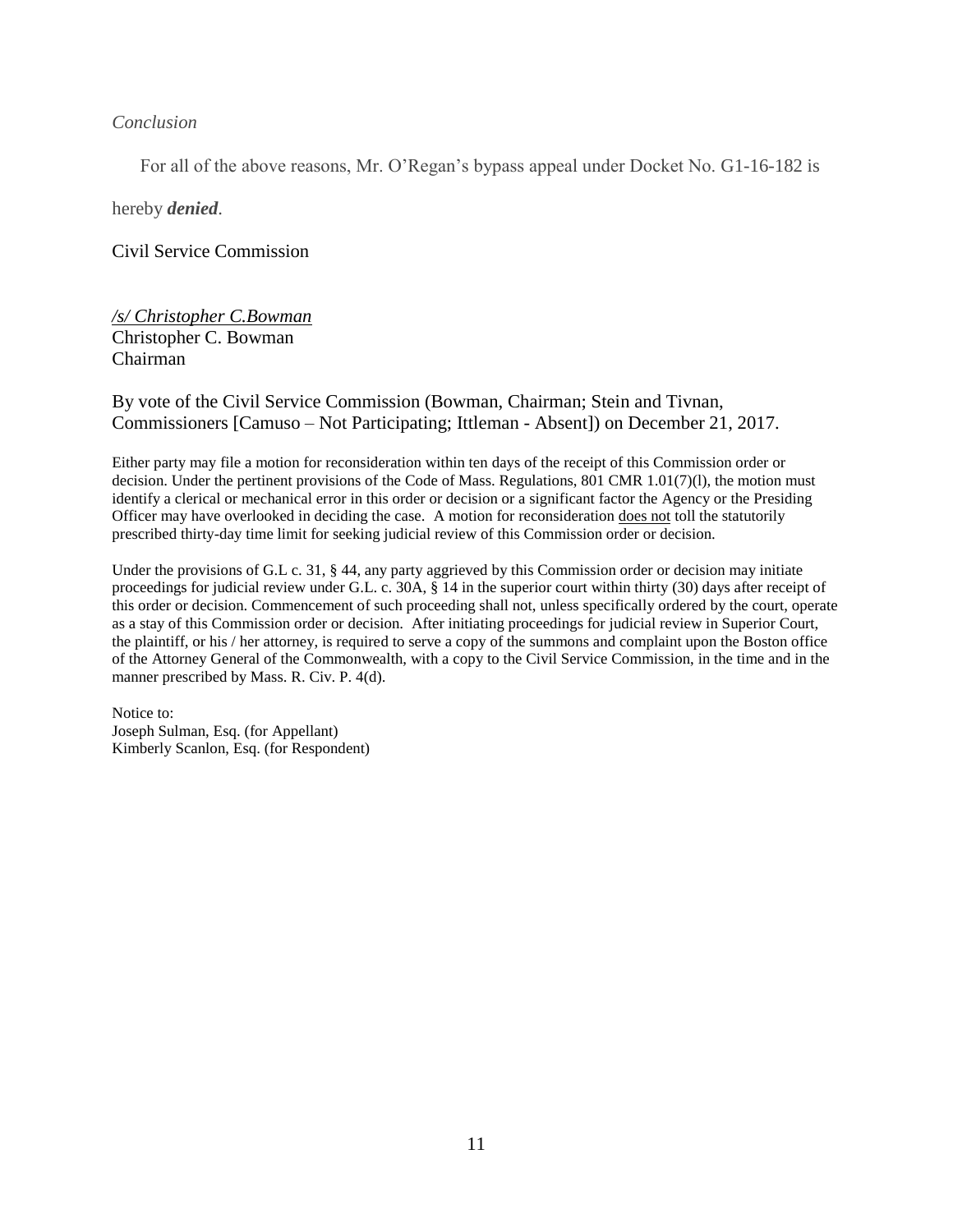*Conclusion*

For all of the above reasons, Mr. O'Regan's bypass appeal under Docket No. G1-16-182 is hereby ***denied***.

Civil Service Commission

*/s/ Christopher C.Bowman*
Christopher C. Bowman
Chairman

By vote of the Civil Service Commission (Bowman, Chairman; Stein and Tivnan, Commissioners [Camuso – Not Participating; Ittleman - Absent]) on December 21, 2017.

Either party may file a motion for reconsideration within ten days of the receipt of this Commission order or decision. Under the pertinent provisions of the Code of Mass. Regulations, 801 CMR 1.01(7)(l), the motion must identify a clerical or mechanical error in this order or decision or a significant factor the Agency or the Presiding Officer may have overlooked in deciding the case. A motion for reconsideration does not toll the statutorily prescribed thirty-day time limit for seeking judicial review of this Commission order or decision.

Under the provisions of G.L c. 31, § 44, any party aggrieved by this Commission order or decision may initiate proceedings for judicial review under G.L. c. 30A, § 14 in the superior court within thirty (30) days after receipt of this order or decision. Commencement of such proceeding shall not, unless specifically ordered by the court, operate as a stay of this Commission order or decision. After initiating proceedings for judicial review in Superior Court, the plaintiff, or his / her attorney, is required to serve a copy of the summons and complaint upon the Boston office of the Attorney General of the Commonwealth, with a copy to the Civil Service Commission, in the time and in the manner prescribed by Mass. R. Civ. P. 4(d).

Notice to:
Joseph Sulman, Esq. (for Appellant)
Kimberly Scanlon, Esq. (for Respondent)